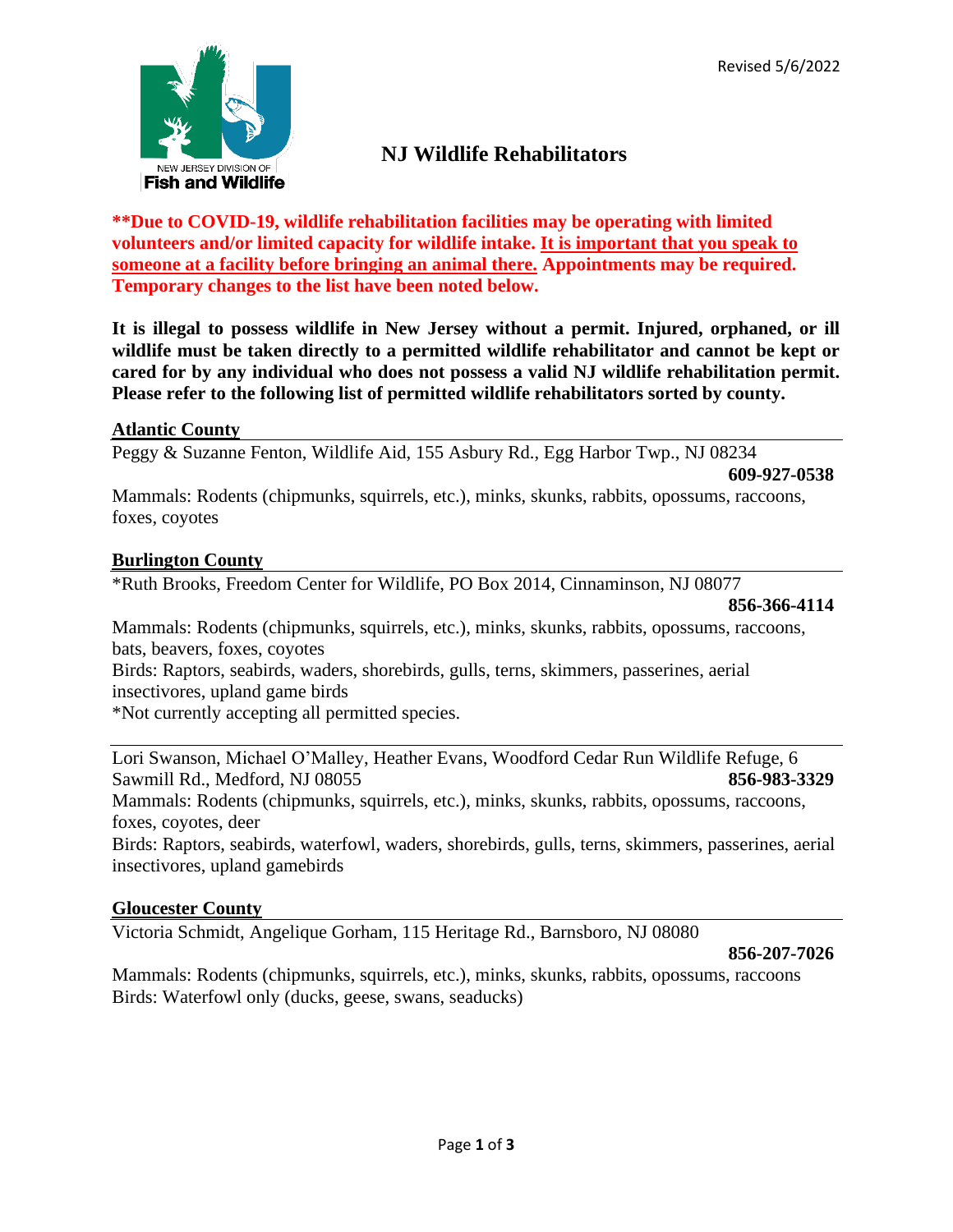Revised 5/6/2022

# NJ Wildlife Rehabilitators

**\*\*Due to COVID-19, wildlife rehabilitation facilities may be operating with limited volunteers and/or limited capacity for wildlife intake. <u>It is important that you speak to someone at a facility before bringing an animal there.</u> Appointments may be required. Temporary changes to the list have been noted below.**

**It is illegal to possess wildlife in New Jersey without a permit. Injured, orphaned, or ill wildlife must be taken directly to a permitted wildlife rehabilitator and cannot be kept or cared for by any individual who does not possess a valid NJ wildlife rehabilitation permit. Please refer to the following list of permitted wildlife rehabilitators sorted by county.**

## Atlantic County

Peggy & Suzanne Fenton, Wildlife Aid, 155 Asbury Rd., Egg Harbor Twp., NJ 08234 **609-927-0538**

Mammals: Rodents (chipmunks, squirrels, etc.), minks, skunks, rabbits, opossums, raccoons, foxes, coyotes

## Burlington County

*Ruth Brooks, Freedom Center for Wildlife, PO Box 2014, Cinnaminson, NJ 08077 **856-366-4114**

Mammals: Rodents (chipmunks, squirrels, etc.), minks, skunks, rabbits, opossums, raccoons, bats, beavers, foxes, coyotes

Birds: Raptors, seabirds, waders, shorebirds, gulls, terns, skimmers, passerines, aerial insectivores, upland game birds

*Not currently accepting all permitted species.

---

Lori Swanson, Michael O'Malley, Heather Evans, Woodford Cedar Run Wildlife Refuge, 6 Sawmill Rd., Medford, NJ 08055 **856-983-3329**

Mammals: Rodents (chipmunks, squirrels, etc.), minks, skunks, rabbits, opossums, raccoons, foxes, coyotes, deer

Birds: Raptors, seabirds, waterfowl, waders, shorebirds, gulls, terns, skimmers, passerines, aerial insectivores, upland gamebirds

## Gloucester County

Victoria Schmidt, Angelique Gorham, 115 Heritage Rd., Barnsboro, NJ 08080 **856-207-7026**

Mammals: Rodents (chipmunks, squirrels, etc.), minks, skunks, rabbits, opossums, raccoons

Birds: Waterfowl only (ducks, geese, swans, seaducks)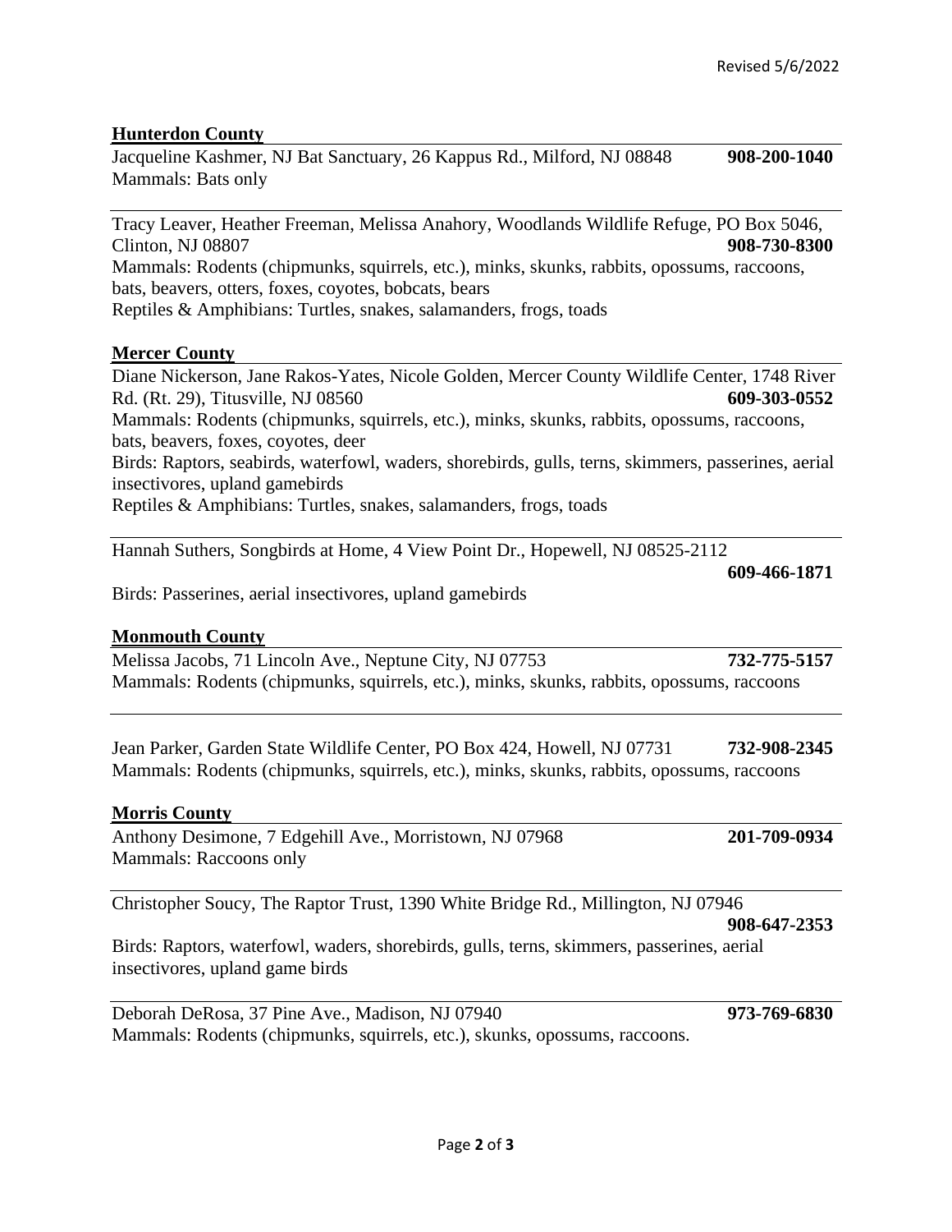## Hunterdon County

Jacqueline Kashmer, NJ Bat Sanctuary, 26 Kappus Rd., Milford, NJ 08848 **908-200-1040**
Mammals: Bats only

Tracy Leaver, Heather Freeman, Melissa Anahory, Woodlands Wildlife Refuge, PO Box 5046, Clinton, NJ 08807 **908-730-8300**
Mammals: Rodents (chipmunks, squirrels, etc.), minks, skunks, rabbits, opossums, raccoons, bats, beavers, otters, foxes, coyotes, bobcats, bears
Reptiles & Amphibians: Turtles, snakes, salamanders, frogs, toads

## Mercer County

Diane Nickerson, Jane Rakos-Yates, Nicole Golden, Mercer County Wildlife Center, 1748 River Rd. (Rt. 29), Titusville, NJ 08560 **609-303-0552**
Mammals: Rodents (chipmunks, squirrels, etc.), minks, skunks, rabbits, opossums, raccoons, bats, beavers, foxes, coyotes, deer
Birds: Raptors, seabirds, waterfowl, waders, shorebirds, gulls, terns, skimmers, passerines, aerial insectivores, upland gamebirds
Reptiles & Amphibians: Turtles, snakes, salamanders, frogs, toads

Hannah Suthers, Songbirds at Home, 4 View Point Dr., Hopewell, NJ 08525-2112 **609-466-1871**
Birds: Passerines, aerial insectivores, upland gamebirds

## Monmouth County

Melissa Jacobs, 71 Lincoln Ave., Neptune City, NJ 07753 **732-775-5157**
Mammals: Rodents (chipmunks, squirrels, etc.), minks, skunks, rabbits, opossums, raccoons

Jean Parker, Garden State Wildlife Center, PO Box 424, Howell, NJ 07731 **732-908-2345**
Mammals: Rodents (chipmunks, squirrels, etc.), minks, skunks, rabbits, opossums, raccoons

## Morris County

Anthony Desimone, 7 Edgehill Ave., Morristown, NJ 07968 **201-709-0934**
Mammals: Raccoons only

Christopher Soucy, The Raptor Trust, 1390 White Bridge Rd., Millington, NJ 07946 **908-647-2353**
Birds: Raptors, waterfowl, waders, shorebirds, gulls, terns, skimmers, passerines, aerial insectivores, upland game birds

Deborah DeRosa, 37 Pine Ave., Madison, NJ 07940 **973-769-6830**
Mammals: Rodents (chipmunks, squirrels, etc.), skunks, opossums, raccoons.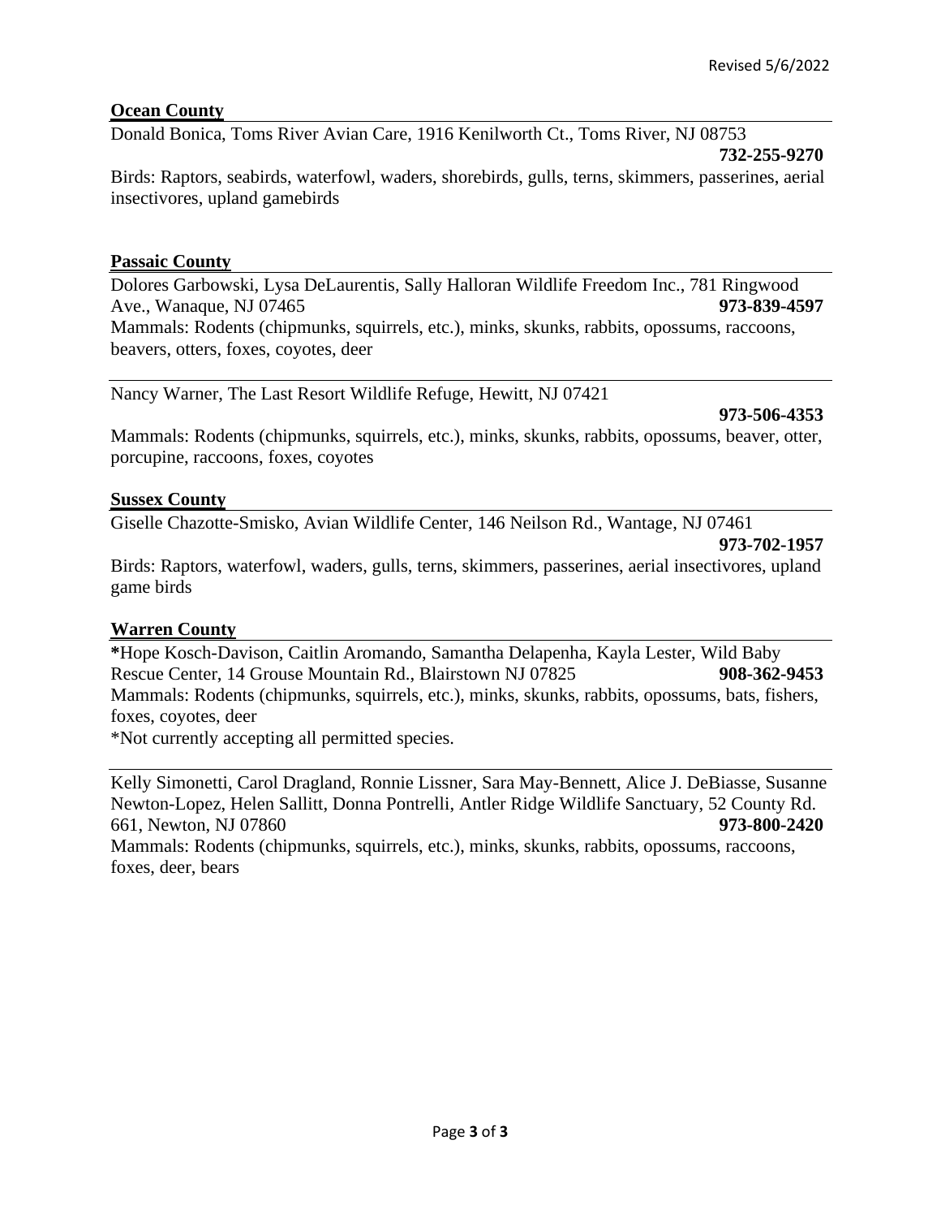## Ocean County

Donald Bonica, Toms River Avian Care, 1916 Kenilworth Ct., Toms River, NJ 08753 **732-255-9270**

Birds: Raptors, seabirds, waterfowl, waders, shorebirds, gulls, terns, skimmers, passerines, aerial insectivores, upland gamebirds

## Passaic County

Dolores Garbowski, Lysa DeLaurentis, Sally Halloran Wildlife Freedom Inc., 781 Ringwood Ave., Wanaque, NJ 07465 **973-839-4597**

Mammals: Rodents (chipmunks, squirrels, etc.), minks, skunks, rabbits, opossums, raccoons, beavers, otters, foxes, coyotes, deer

---

Nancy Warner, The Last Resort Wildlife Refuge, Hewitt, NJ 07421 **973-506-4353**

Mammals: Rodents (chipmunks, squirrels, etc.), minks, skunks, rabbits, opossums, beaver, otter, porcupine, raccoons, foxes, coyotes

## Sussex County

Giselle Chazotte-Smisko, Avian Wildlife Center, 146 Neilson Rd., Wantage, NJ 07461 **973-702-1957**

Birds: Raptors, waterfowl, waders, gulls, terns, skimmers, passerines, aerial insectivores, upland game birds

## Warren County

***Hope Kosch-Davison, Caitlin Aromando, Samantha Delapenha, Kayla Lester, Wild Baby Rescue Center, 14 Grouse Mountain Rd., Blairstown NJ 07825 **908-362-9453**

Mammals: Rodents (chipmunks, squirrels, etc.), minks, skunks, rabbits, opossums, bats, fishers, foxes, coyotes, deer

*Not currently accepting all permitted species.

---

Kelly Simonetti, Carol Dragland, Ronnie Lissner, Sara May-Bennett, Alice J. DeBiasse, Susanne Newton-Lopez, Helen Sallitt, Donna Pontrelli, Antler Ridge Wildlife Sanctuary, 52 County Rd. 661, Newton, NJ 07860 **973-800-2420**

Mammals: Rodents (chipmunks, squirrels, etc.), minks, skunks, rabbits, opossums, raccoons, foxes, deer, bears